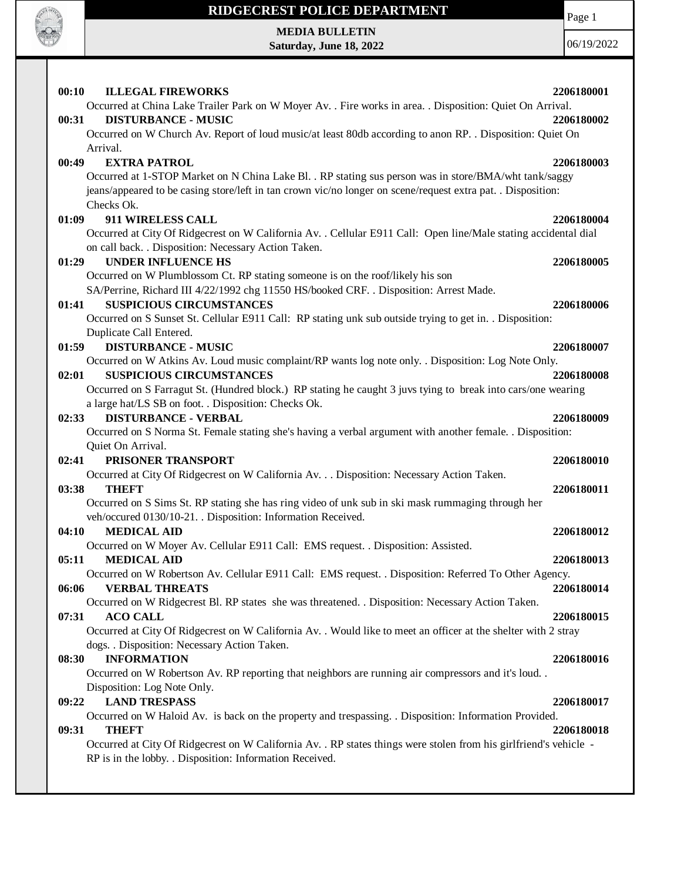# RIDGECREST POLICE DEPARTMENT

**MEDIA BULLETIN**
**Saturday, June 18, 2022**

06/19/2022

**00:10 ILLEGAL FIREWORKS 2206180001**
Occurred at China Lake Trailer Park on W Moyer Av. . Fire works in area. . Disposition: Quiet On Arrival.

**00:31 DISTURBANCE - MUSIC 2206180002**
Occurred on W Church Av. Report of loud music/at least 80db according to anon RP. . Disposition: Quiet On Arrival.

**00:49 EXTRA PATROL 2206180003**
Occurred at 1-STOP Market on N China Lake Bl. . RP stating sus person was in store/BMA/wht tank/saggy jeans/appeared to be casing store/left in tan crown vic/no longer on scene/request extra pat. . Disposition: Checks Ok.

**01:09 911 WIRELESS CALL 2206180004**
Occurred at City Of Ridgecrest on W California Av. . Cellular E911 Call: Open line/Male stating accidental dial on call back. . Disposition: Necessary Action Taken.

**01:29 UNDER INFLUENCE HS 2206180005**
Occurred on W Plumblossom Ct. RP stating someone is on the roof/likely his son SA/Perrine, Richard III 4/22/1992 chg 11550 HS/booked CRF. . Disposition: Arrest Made.

**01:41 SUSPICIOUS CIRCUMSTANCES 2206180006**
Occurred on S Sunset St. Cellular E911 Call: RP stating unk sub outside trying to get in. . Disposition: Duplicate Call Entered.

**01:59 DISTURBANCE - MUSIC 2206180007**
Occurred on W Atkins Av. Loud music complaint/RP wants log note only. . Disposition: Log Note Only.

**02:01 SUSPICIOUS CIRCUMSTANCES 2206180008**
Occurred on S Farragut St. (Hundred block.) RP stating he caught 3 juvs tying to break into cars/one wearing a large hat/LS SB on foot. . Disposition: Checks Ok.

**02:33 DISTURBANCE - VERBAL 2206180009**
Occurred on S Norma St. Female stating she's having a verbal argument with another female. . Disposition: Quiet On Arrival.

**02:41 PRISONER TRANSPORT 2206180010**
Occurred at City Of Ridgecrest on W California Av. . . Disposition: Necessary Action Taken.

**03:38 THEFT 2206180011**
Occurred on S Sims St. RP stating she has ring video of unk sub in ski mask rummaging through her veh/occured 0130/10-21. . Disposition: Information Received.

**04:10 MEDICAL AID 2206180012**
Occurred on W Moyer Av. Cellular E911 Call: EMS request. . Disposition: Assisted.

**05:11 MEDICAL AID 2206180013**
Occurred on W Robertson Av. Cellular E911 Call: EMS request. . Disposition: Referred To Other Agency.

**06:06 VERBAL THREATS 2206180014**
Occurred on W Ridgecrest Bl. RP states she was threatened. . Disposition: Necessary Action Taken.

**07:31 ACO CALL 2206180015**
Occurred at City Of Ridgecrest on W California Av. . Would like to meet an officer at the shelter with 2 stray dogs. . Disposition: Necessary Action Taken.

**08:30 INFORMATION 2206180016**
Occurred on W Robertson Av. RP reporting that neighbors are running air compressors and it's loud. . Disposition: Log Note Only.

**09:22 LAND TRESPASS 2206180017**
Occurred on W Haloid Av. is back on the property and trespassing. . Disposition: Information Provided.

**09:31 THEFT 2206180018**
Occurred at City Of Ridgecrest on W California Av. . RP states things were stolen from his girlfriend's vehicle - RP is in the lobby. . Disposition: Information Received.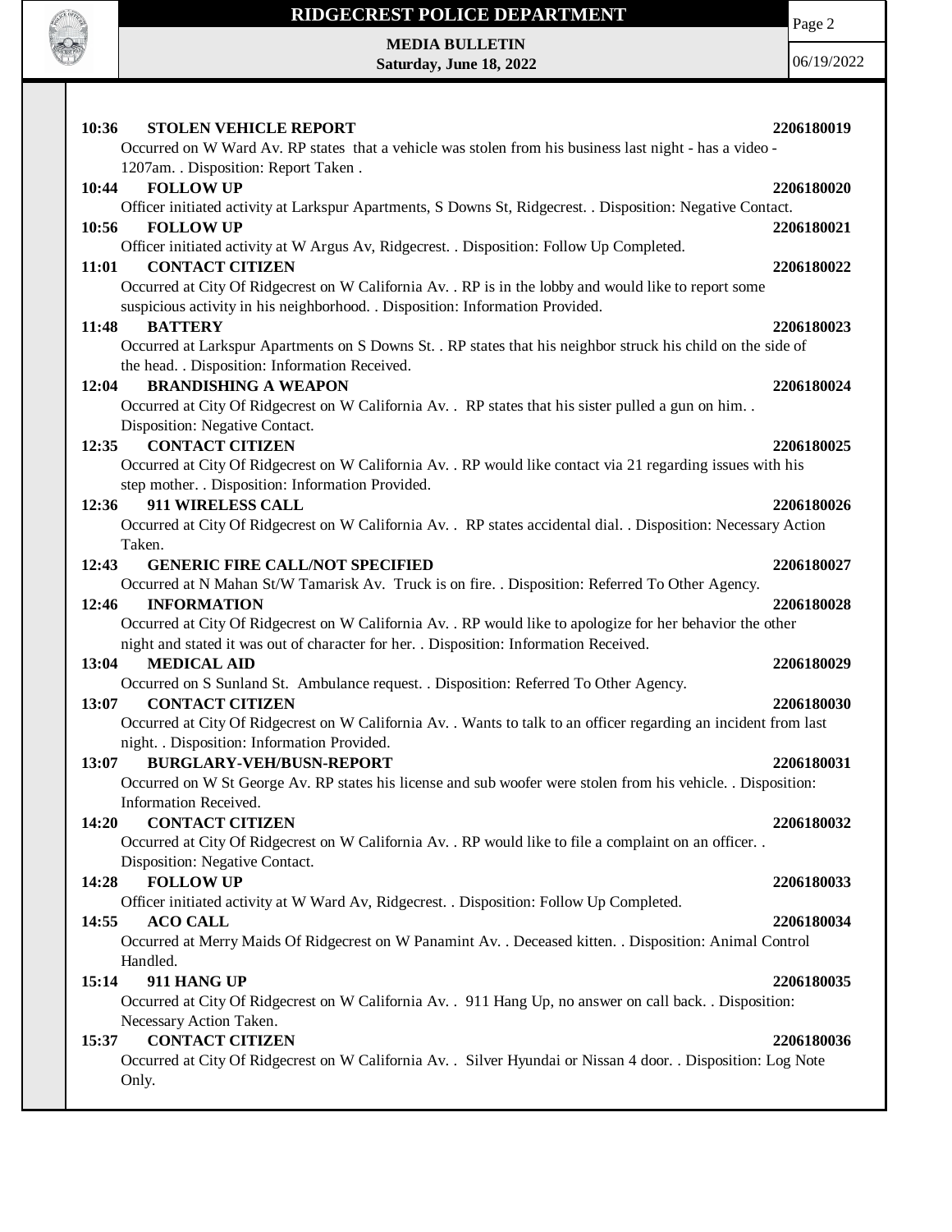**10:36 STOLEN VEHICLE REPORT** **2206180019**
Occurred on W Ward Av. RP states that a vehicle was stolen from his business last night - has a video - 1207am. . Disposition: Report Taken .

**10:44 FOLLOW UP** **2206180020**
Officer initiated activity at Larkspur Apartments, S Downs St, Ridgecrest. . Disposition: Negative Contact.

**10:56 FOLLOW UP** **2206180021**
Officer initiated activity at W Argus Av, Ridgecrest. . Disposition: Follow Up Completed.

**11:01 CONTACT CITIZEN** **2206180022**
Occurred at City Of Ridgecrest on W California Av. . RP is in the lobby and would like to report some suspicious activity in his neighborhood. . Disposition: Information Provided.

**11:48 BATTERY** **2206180023**
Occurred at Larkspur Apartments on S Downs St. . RP states that his neighbor struck his child on the side of the head. . Disposition: Information Received.

**12:04 BRANDISHING A WEAPON** **2206180024**
Occurred at City Of Ridgecrest on W California Av. . RP states that his sister pulled a gun on him. . Disposition: Negative Contact.

**12:35 CONTACT CITIZEN** **2206180025**
Occurred at City Of Ridgecrest on W California Av. . RP would like contact via 21 regarding issues with his step mother. . Disposition: Information Provided.

**12:36 911 WIRELESS CALL** **2206180026**
Occurred at City Of Ridgecrest on W California Av. . RP states accidental dial. . Disposition: Necessary Action Taken.

**12:43 GENERIC FIRE CALL/NOT SPECIFIED** **2206180027**
Occurred at N Mahan St/W Tamarisk Av. Truck is on fire. . Disposition: Referred To Other Agency.

**12:46 INFORMATION** **2206180028**
Occurred at City Of Ridgecrest on W California Av. . RP would like to apologize for her behavior the other night and stated it was out of character for her. . Disposition: Information Received.

**13:04 MEDICAL AID** **2206180029**
Occurred on S Sunland St. Ambulance request. . Disposition: Referred To Other Agency.

**13:07 CONTACT CITIZEN** **2206180030**
Occurred at City Of Ridgecrest on W California Av. . Wants to talk to an officer regarding an incident from last night. . Disposition: Information Provided.

**13:07 BURGLARY-VEH/BUSN-REPORT** **2206180031**
Occurred on W St George Av. RP states his license and sub woofer were stolen from his vehicle. . Disposition: Information Received.

**14:20 CONTACT CITIZEN** **2206180032**
Occurred at City Of Ridgecrest on W California Av. . RP would like to file a complaint on an officer. . Disposition: Negative Contact.

**14:28 FOLLOW UP** **2206180033**
Officer initiated activity at W Ward Av, Ridgecrest. . Disposition: Follow Up Completed.

**14:55 ACO CALL** **2206180034**
Occurred at Merry Maids Of Ridgecrest on W Panamint Av. . Deceased kitten. . Disposition: Animal Control Handled.

**15:14 911 HANG UP** **2206180035**
Occurred at City Of Ridgecrest on W California Av. . 911 Hang Up, no answer on call back. . Disposition: Necessary Action Taken.

**15:37 CONTACT CITIZEN** **2206180036**
Occurred at City Of Ridgecrest on W California Av. . Silver Hyundai or Nissan 4 door. . Disposition: Log Note Only.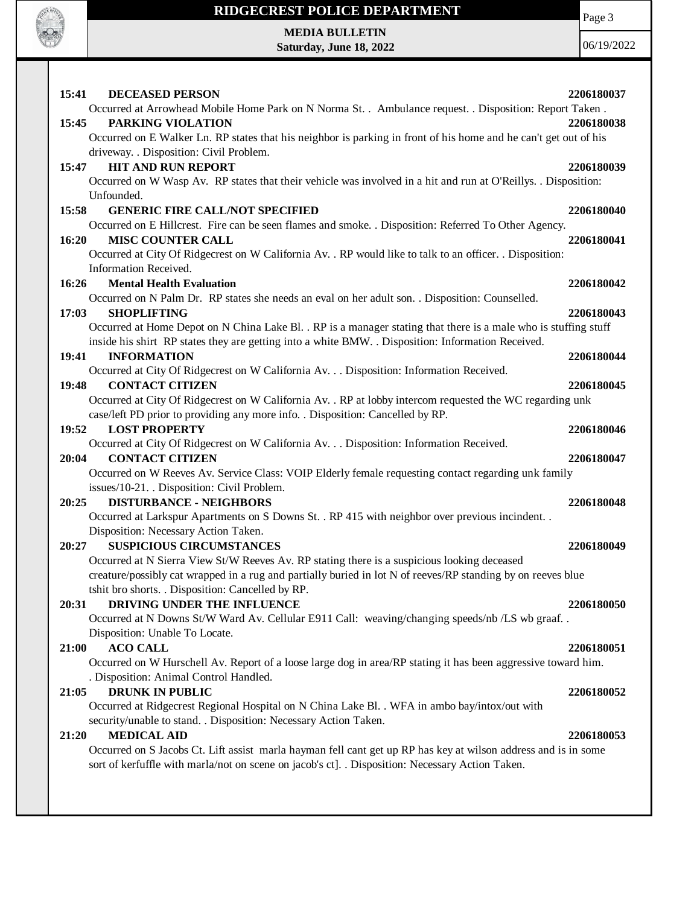**15:41 DECEASED PERSON** **2206180037**
Occurred at Arrowhead Mobile Home Park on N Norma St. . Ambulance request. . Disposition: Report Taken .

**15:45 PARKING VIOLATION** **2206180038**
Occurred on E Walker Ln. RP states that his neighbor is parking in front of his home and he can't get out of his driveway. . Disposition: Civil Problem.

**15:47 HIT AND RUN REPORT** **2206180039**
Occurred on W Wasp Av. RP states that their vehicle was involved in a hit and run at O'Reillys. . Disposition: Unfounded.

**15:58 GENERIC FIRE CALL/NOT SPECIFIED** **2206180040**
Occurred on E Hillcrest. Fire can be seen flames and smoke. . Disposition: Referred To Other Agency.

**16:20 MISC COUNTER CALL** **2206180041**
Occurred at City Of Ridgecrest on W California Av. . RP would like to talk to an officer. . Disposition: Information Received.

**16:26 Mental Health Evaluation** **2206180042**
Occurred on N Palm Dr. RP states she needs an eval on her adult son. . Disposition: Counselled.

**17:03 SHOPLIFTING** **2206180043**
Occurred at Home Depot on N China Lake Bl. . RP is a manager stating that there is a male who is stuffing stuff inside his shirt RP states they are getting into a white BMW. . Disposition: Information Received.

**19:41 INFORMATION** **2206180044**
Occurred at City Of Ridgecrest on W California Av. . . Disposition: Information Received.

**19:48 CONTACT CITIZEN** **2206180045**
Occurred at City Of Ridgecrest on W California Av. . RP at lobby intercom requested the WC regarding unk case/left PD prior to providing any more info. . Disposition: Cancelled by RP.

**19:52 LOST PROPERTY** **2206180046**
Occurred at City Of Ridgecrest on W California Av. . . Disposition: Information Received.

**20:04 CONTACT CITIZEN** **2206180047**
Occurred on W Reeves Av. Service Class: VOIP Elderly female requesting contact regarding unk family issues/10-21. . Disposition: Civil Problem.

**20:25 DISTURBANCE - NEIGHBORS** **2206180048**
Occurred at Larkspur Apartments on S Downs St. . RP 415 with neighbor over previous incindent. . Disposition: Necessary Action Taken.

**20:27 SUSPICIOUS CIRCUMSTANCES** **2206180049**
Occurred at N Sierra View St/W Reeves Av. RP stating there is a suspicious looking deceased creature/possibly cat wrapped in a rug and partially buried in lot N of reeves/RP standing by on reeves blue tshit bro shorts. . Disposition: Cancelled by RP.

**20:31 DRIVING UNDER THE INFLUENCE** **2206180050**
Occurred at N Downs St/W Ward Av. Cellular E911 Call: weaving/changing speeds/nb /LS wb graaf. . Disposition: Unable To Locate.

**21:00 ACO CALL** **2206180051**
Occurred on W Hurschell Av. Report of a loose large dog in area/RP stating it has been aggressive toward him. . Disposition: Animal Control Handled.

**21:05 DRUNK IN PUBLIC** **2206180052**
Occurred at Ridgecrest Regional Hospital on N China Lake Bl. . WFA in ambo bay/intox/out with security/unable to stand. . Disposition: Necessary Action Taken.

**21:20 MEDICAL AID** **2206180053**
Occurred on S Jacobs Ct. Lift assist marla hayman fell cant get up RP has key at wilson address and is in some sort of kerfuffle with marla/not on scene on jacob's ct]. . Disposition: Necessary Action Taken.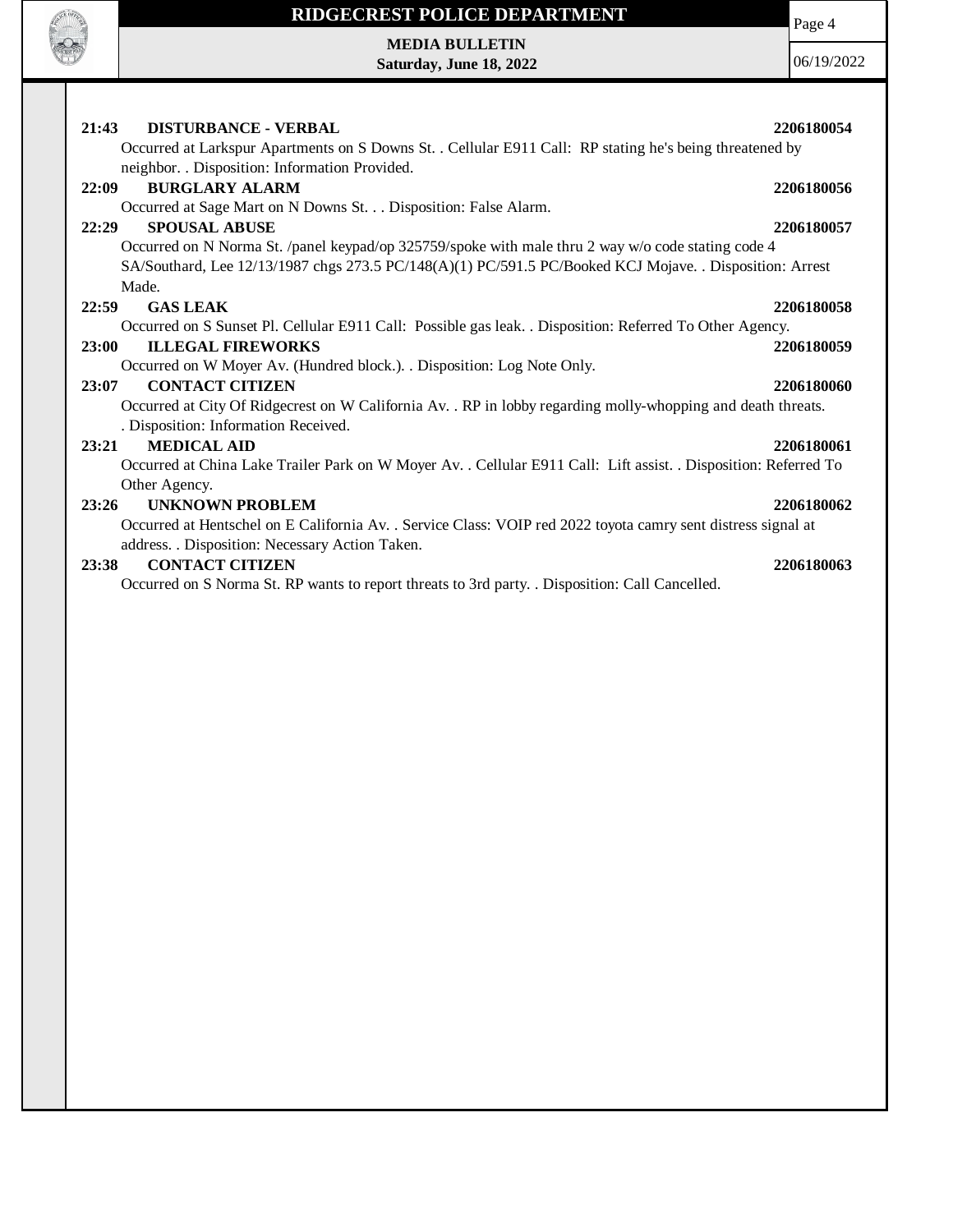**21:43 DISTURBANCE - VERBAL 2206180054**

Occurred at Larkspur Apartments on S Downs St. . Cellular E911 Call: RP stating he's being threatened by neighbor. . Disposition: Information Provided.

**22:09 BURGLARY ALARM 2206180056**

Occurred at Sage Mart on N Downs St. . . Disposition: False Alarm.

**22:29 SPOUSAL ABUSE 2206180057**

Occurred on N Norma St. /panel keypad/op 325759/spoke with male thru 2 way w/o code stating code 4 SA/Southard, Lee 12/13/1987 chgs 273.5 PC/148(A)(1) PC/591.5 PC/Booked KCJ Mojave. . Disposition: Arrest Made.

**22:59 GAS LEAK 2206180058**

Occurred on S Sunset Pl. Cellular E911 Call: Possible gas leak. . Disposition: Referred To Other Agency.

**23:00 ILLEGAL FIREWORKS 2206180059**

Occurred on W Moyer Av. (Hundred block.). . Disposition: Log Note Only.

**23:07 CONTACT CITIZEN 2206180060**

Occurred at City Of Ridgecrest on W California Av. . RP in lobby regarding molly-whopping and death threats. . Disposition: Information Received.

**23:21 MEDICAL AID 2206180061**

Occurred at China Lake Trailer Park on W Moyer Av. . Cellular E911 Call: Lift assist. . Disposition: Referred To Other Agency.

**23:26 UNKNOWN PROBLEM 2206180062**

Occurred at Hentschel on E California Av. . Service Class: VOIP red 2022 toyota camry sent distress signal at address. . Disposition: Necessary Action Taken.

**23:38 CONTACT CITIZEN 2206180063**

Occurred on S Norma St. RP wants to report threats to 3rd party. . Disposition: Call Cancelled.